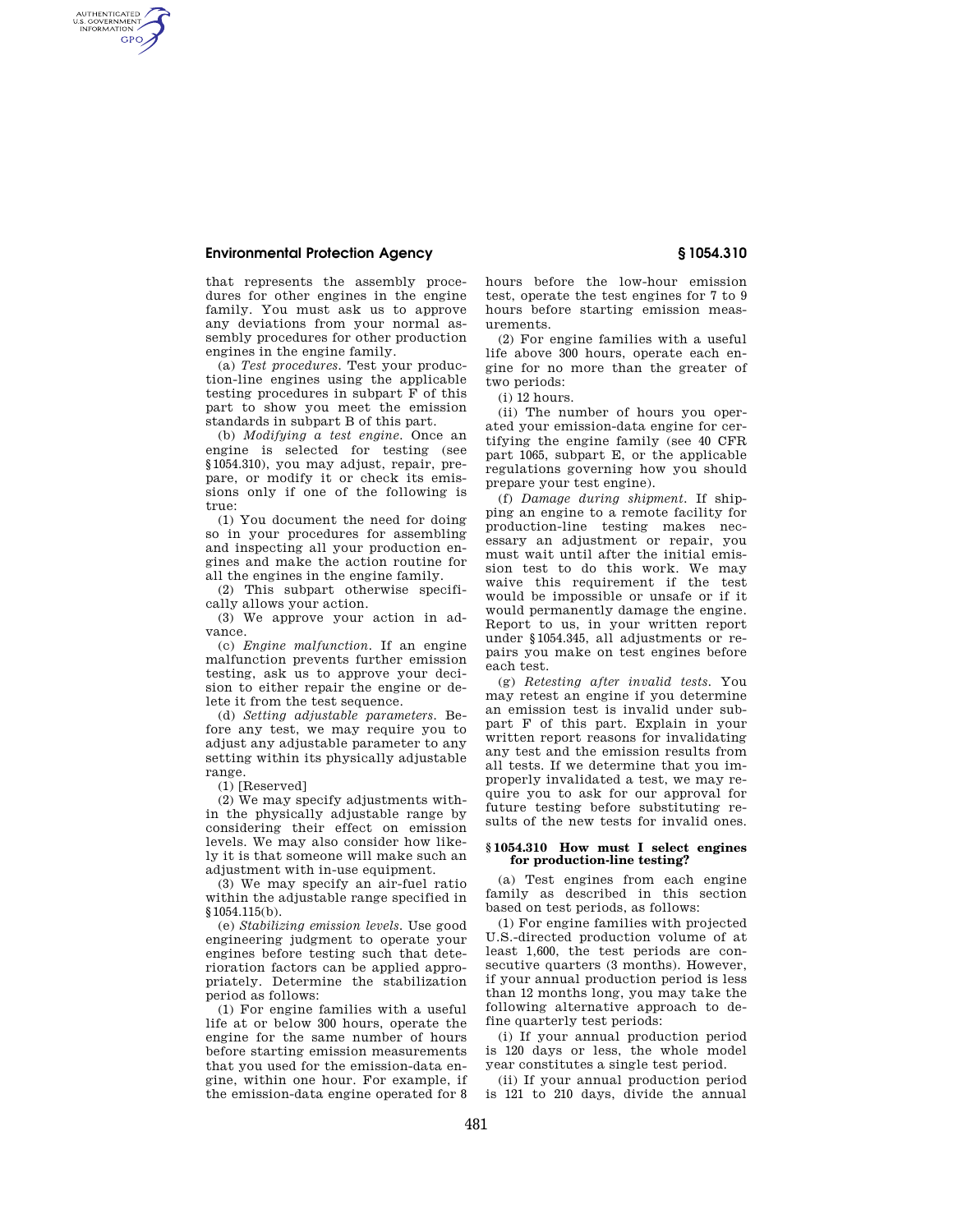that represents the assembly procedures for other engines in the engine family. You must ask us to approve any deviations from your normal assembly procedures for other production engines in the engine family.

(a) *Test procedures.* Test your production-line engines using the applicable testing procedures in subpart F of this part to show you meet the emission standards in subpart B of this part.

(b) *Modifying a test engine.* Once an engine is selected for testing (see §1054.310), you may adjust, repair, prepare, or modify it or check its emissions only if one of the following is true:

(1) You document the need for doing so in your procedures for assembling and inspecting all your production engines and make the action routine for all the engines in the engine family.

(2) This subpart otherwise specifically allows your action.

(3) We approve your action in advance.

(c) *Engine malfunction.* If an engine malfunction prevents further emission testing, ask us to approve your decision to either repair the engine or delete it from the test sequence.

(d) *Setting adjustable parameters.* Before any test, we may require you to adjust any adjustable parameter to any setting within its physically adjustable range.

(1) [Reserved]

(2) We may specify adjustments within the physically adjustable range by considering their effect on emission levels. We may also consider how likely it is that someone will make such an adjustment with in-use equipment.

(3) We may specify an air-fuel ratio within the adjustable range specified in §1054.115(b).

(e) *Stabilizing emission levels.* Use good engineering judgment to operate your engines before testing such that deterioration factors can be applied appropriately. Determine the stabilization period as follows:

(1) For engine families with a useful life at or below 300 hours, operate the engine for the same number of hours before starting emission measurements that you used for the emission-data engine, within one hour. For example, if the emission-data engine operated for 8 hours before the low-hour emission test, operate the test engines for 7 to 9 hours before starting emission measurements.

(2) For engine families with a useful life above 300 hours, operate each engine for no more than the greater of two periods:

(i) 12 hours.

(ii) The number of hours you operated your emission-data engine for certifying the engine family (see 40 CFR part 1065, subpart E, or the applicable regulations governing how you should prepare your test engine).

(f) *Damage during shipment.* If shipping an engine to a remote facility for production-line testing makes necessary an adjustment or repair, you must wait until after the initial emission test to do this work. We may waive this requirement if the test would be impossible or unsafe or if it would permanently damage the engine. Report to us, in your written report under §1054.345, all adjustments or repairs you make on test engines before each test.

(g) *Retesting after invalid tests.* You may retest an engine if you determine an emission test is invalid under subpart F of this part. Explain in your written report reasons for invalidating any test and the emission results from all tests. If we determine that you improperly invalidated a test, we may require you to ask for our approval for future testing before substituting results of the new tests for invalid ones.

## §1054.310 How must I select engines for production-line testing?

(a) Test engines from each engine family as described in this section based on test periods, as follows:

(1) For engine families with projected U.S.-directed production volume of at least 1,600, the test periods are consecutive quarters (3 months). However, if your annual production period is less than 12 months long, you may take the following alternative approach to define quarterly test periods:

(i) If your annual production period is 120 days or less, the whole model year constitutes a single test period.

(ii) If your annual production period is 121 to 210 days, divide the annual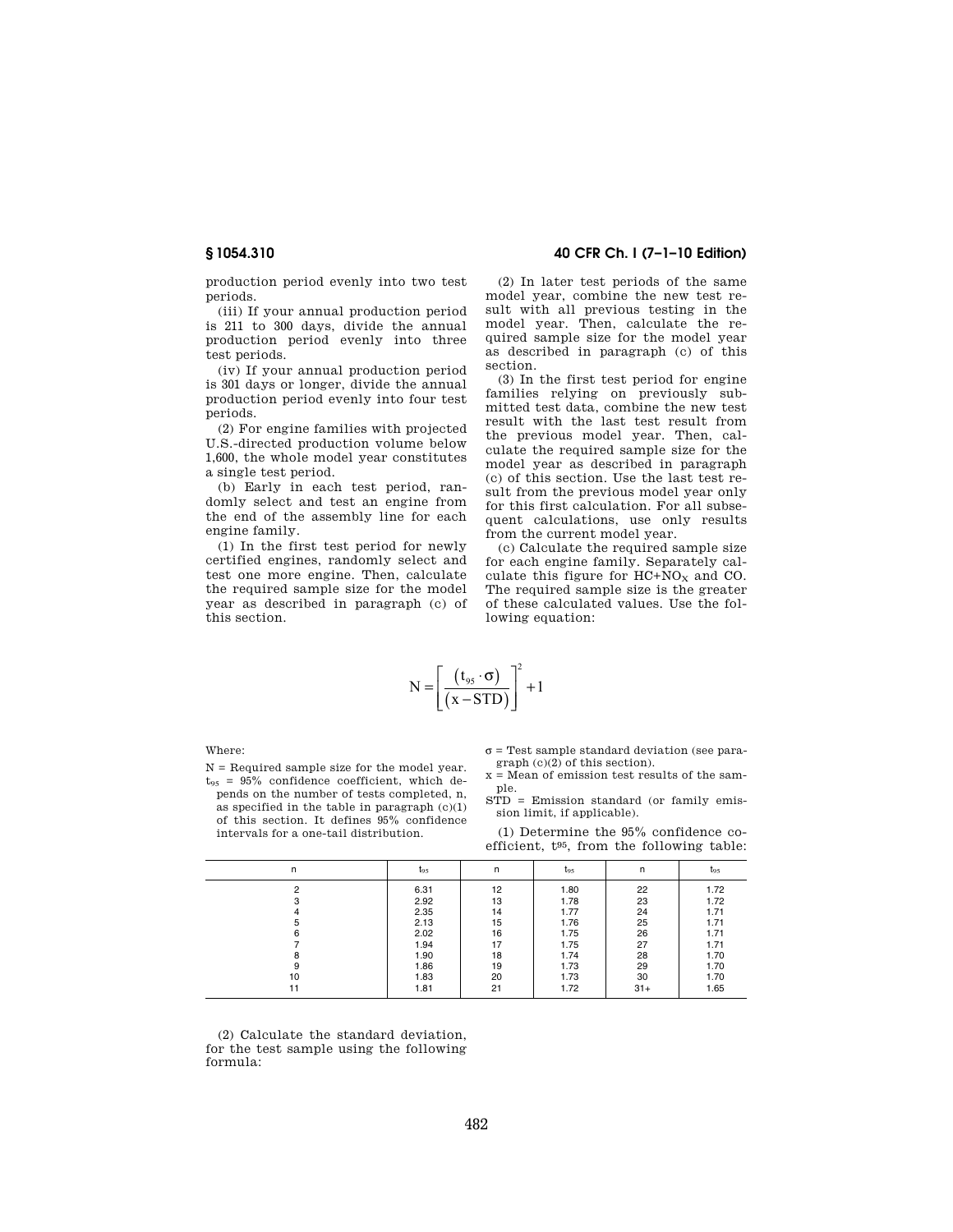production period evenly into two test periods.

(iii) If your annual production period is 211 to 300 days, divide the annual production period evenly into three test periods.

(iv) If your annual production period is 301 days or longer, divide the annual production period evenly into four test periods.

(2) For engine families with projected U.S.-directed production volume below 1,600, the whole model year constitutes a single test period.

(b) Early in each test period, randomly select and test an engine from the end of the assembly line for each engine family.

(1) In the first test period for newly certified engines, randomly select and test one more engine. Then, calculate the required sample size for the model year as described in paragraph (c) of this section.

(2) In later test periods of the same model year, combine the new test result with all previous testing in the model year. Then, calculate the required sample size for the model year as described in paragraph (c) of this section.

(3) In the first test period for engine families relying on previously submitted test data, combine the new test result with the last test result from the previous model year. Then, calculate the required sample size for the model year as described in paragraph (c) of this section. Use the last test result from the previous model year only for this first calculation. For all subsequent calculations, use only results from the current model year.

(c) Calculate the required sample size for each engine family. Separately calculate this figure for $HC+NO_X$ and CO. The required sample size is the greater of these calculated values. Use the following equation:

$$N = \left[ \frac{(t_{95} \cdot \sigma)}{(x - STD)} \right]^2 + 1$$

Where:

N = Required sample size for the model year.

$t_{95}$ = 95% confidence coefficient, which depends on the number of tests completed, n, as specified in the table in paragraph (c)(1) of this section. It defines 95% confidence intervals for a one-tail distribution.

σ = Test sample standard deviation (see paragraph (c)(2) of this section).

x = Mean of emission test results of the sample.

STD = Emission standard (or family emission limit, if applicable).

(1) Determine the 95% confidence coefficient, $t_{95}$, from the following table:

| n | $t_{95}$ | n | $t_{95}$ | n | $t_{95}$ |
|---|---|---|---|---|---|
| 2 | 6.31 | 12 | 1.80 | 22 | 1.72 |
| 3 | 2.92 | 13 | 1.78 | 23 | 1.72 |
| 4 | 2.35 | 14 | 1.77 | 24 | 1.71 |
| 5 | 2.13 | 15 | 1.76 | 25 | 1.71 |
| 6 | 2.02 | 16 | 1.75 | 26 | 1.71 |
| 7 | 1.94 | 17 | 1.75 | 27 | 1.71 |
| 8 | 1.90 | 18 | 1.74 | 28 | 1.70 |
| 9 | 1.86 | 19 | 1.73 | 29 | 1.70 |
| 10 | 1.83 | 20 | 1.73 | 30 | 1.70 |
| 11 | 1.81 | 21 | 1.72 | 31+ | 1.65 |

(2) Calculate the standard deviation, for the test sample using the following formula: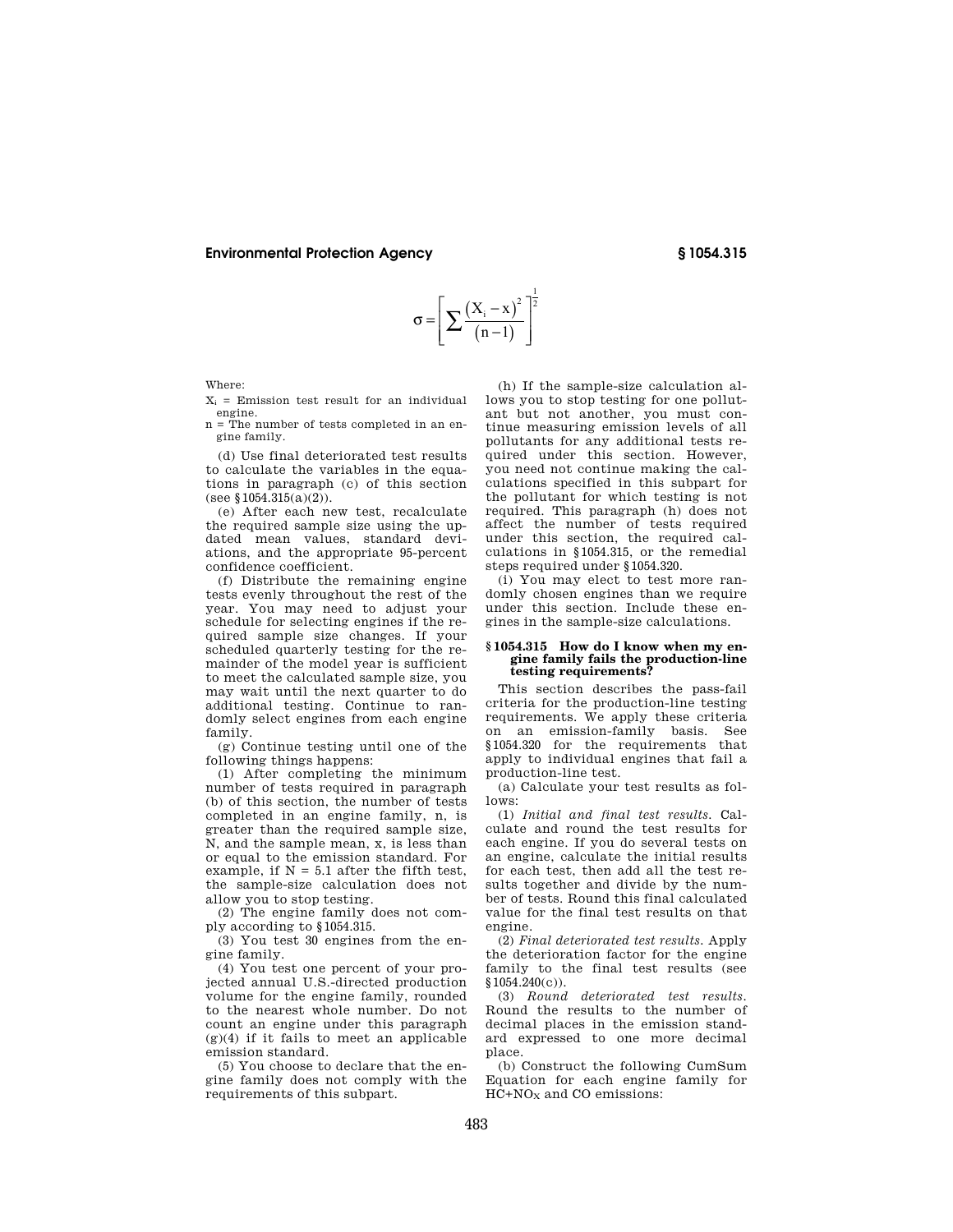$$\sigma = \left[ \sum \frac{(X_i - x)^2}{(n-1)} \right]^{\frac{1}{2}}$$

Where:

$X_i$ = Emission test result for an individual engine.

n = The number of tests completed in an engine family.

(d) Use final deteriorated test results to calculate the variables in the equations in paragraph (c) of this section (see §1054.315(a)(2)).

(e) After each new test, recalculate the required sample size using the updated mean values, standard deviations, and the appropriate 95-percent confidence coefficient.

(f) Distribute the remaining engine tests evenly throughout the rest of the year. You may need to adjust your schedule for selecting engines if the required sample size changes. If your scheduled quarterly testing for the remainder of the model year is sufficient to meet the calculated sample size, you may wait until the next quarter to do additional testing. Continue to randomly select engines from each engine family.

(g) Continue testing until one of the following things happens:

(1) After completing the minimum number of tests required in paragraph (b) of this section, the number of tests completed in an engine family, n, is greater than the required sample size, N, and the sample mean, x, is less than or equal to the emission standard. For example, if N = 5.1 after the fifth test, the sample-size calculation does not allow you to stop testing.

(2) The engine family does not comply according to §1054.315.

(3) You test 30 engines from the engine family.

(4) You test one percent of your projected annual U.S.-directed production volume for the engine family, rounded to the nearest whole number. Do not count an engine under this paragraph (g)(4) if it fails to meet an applicable emission standard.

(5) You choose to declare that the engine family does not comply with the requirements of this subpart.

(h) If the sample-size calculation allows you to stop testing for one pollutant but not another, you must continue measuring emission levels of all pollutants for any additional tests required under this section. However, you need not continue making the calculations specified in this subpart for the pollutant for which testing is not required. This paragraph (h) does not affect the number of tests required under this section, the required calculations in §1054.315, or the remedial steps required under §1054.320.

(i) You may elect to test more randomly chosen engines than we require under this section. Include these engines in the sample-size calculations.

### §1054.315 How do I know when my engine family fails the production-line testing requirements?

This section describes the pass-fail criteria for the production-line testing requirements. We apply these criteria on an emission-family basis. See §1054.320 for the requirements that apply to individual engines that fail a production-line test.

(a) Calculate your test results as follows:

(1) *Initial and final test results.* Calculate and round the test results for each engine. If you do several tests on an engine, calculate the initial results for each test, then add all the test results together and divide by the number of tests. Round this final calculated value for the final test results on that engine.

(2) *Final deteriorated test results.* Apply the deterioration factor for the engine family to the final test results (see §1054.240(c)).

(3) *Round deteriorated test results.* Round the results to the number of decimal places in the emission standard expressed to one more decimal place.

(b) Construct the following CumSum Equation for each engine family for $HC+NO_X$ and CO emissions: